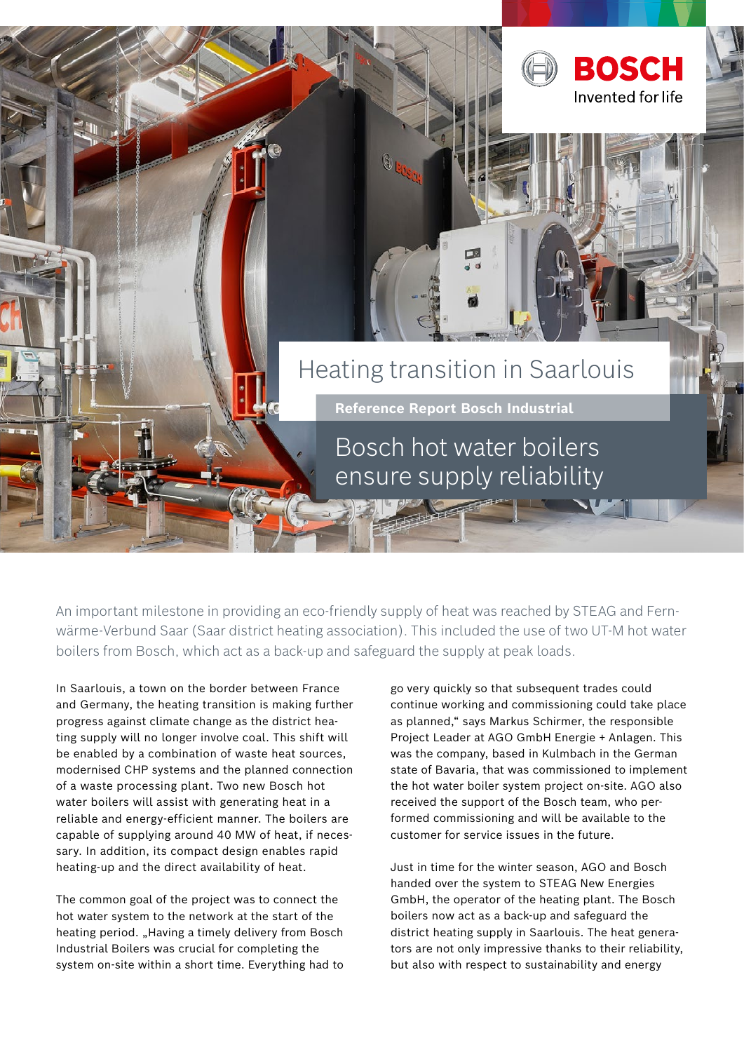# Heating transition in Saarlouis

**Reference Report Bosch Industrial**

## Bosch hot water boilers ensure supply reliability

An important milestone in providing an eco-friendly supply of heat was reached by STEAG and Fernwärme-Verbund Saar (Saar district heating association). This included the use of two UT-M hot water boilers from Bosch, which act as a back-up and safeguard the supply at peak loads.

In Saarlouis, a town on the border between France and Germany, the heating transition is making further progress against climate change as the district heating supply will no longer involve coal. This shift will be enabled by a combination of waste heat sources, modernised CHP systems and the planned connection of a waste processing plant. Two new Bosch hot water boilers will assist with generating heat in a reliable and energy-efficient manner. The boilers are capable of supplying around 40 MW of heat, if necessary. In addition, its compact design enables rapid heating-up and the direct availability of heat.

The common goal of the project was to connect the hot water system to the network at the start of the heating period. „Having a timely delivery from Bosch Industrial Boilers was crucial for completing the system on-site within a short time. Everything had to go very quickly so that subsequent trades could continue working and commissioning could take place as planned,“ says Markus Schirmer, the responsible Project Leader at AGO GmbH Energie + Anlagen. This was the company, based in Kulmbach in the German state of Bavaria, that was commissioned to implement the hot water boiler system project on-site. AGO also received the support of the Bosch team, who performed commissioning and will be available to the customer for service issues in the future.

Just in time for the winter season, AGO and Bosch handed over the system to STEAG New Energies GmbH, the operator of the heating plant. The Bosch boilers now act as a back-up and safeguard the district heating supply in Saarlouis. The heat generators are not only impressive thanks to their reliability, but also with respect to sustainability and energy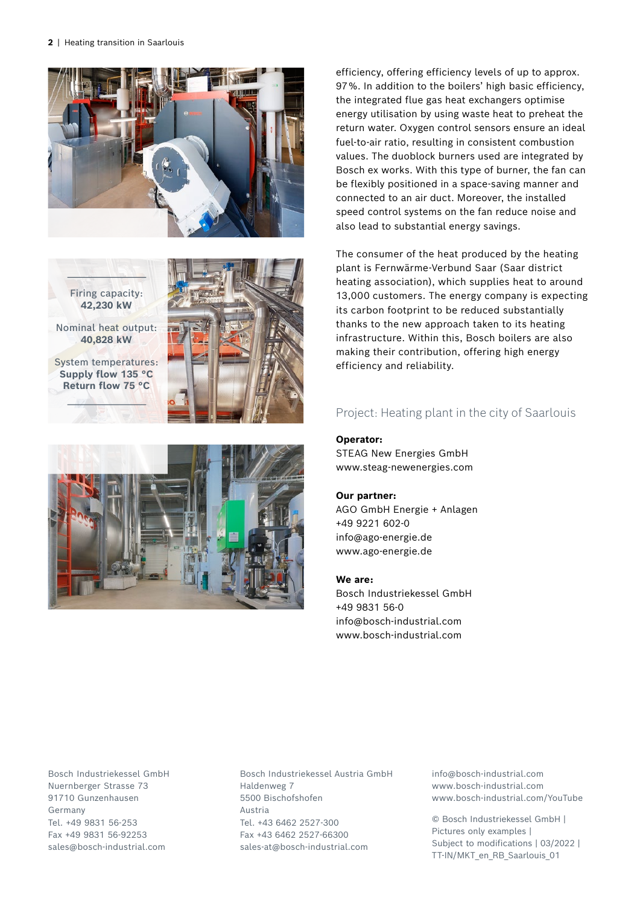Firing capacity:
**42,230 kW**

Nominal heat output:
**40,828 kW**

System temperatures:
**Supply flow 135 °C**
**Return flow 75 °C**

efficiency, offering efficiency levels of up to approx. 97 %. In addition to the boilers' high basic efficiency, the integrated flue gas heat exchangers optimise energy utilisation by using waste heat to preheat the return water. Oxygen control sensors ensure an ideal fuel-to-air ratio, resulting in consistent combustion values. The duoblock burners used are integrated by Bosch ex works. With this type of burner, the fan can be flexibly positioned in a space-saving manner and connected to an air duct. Moreover, the installed speed control systems on the fan reduce noise and also lead to substantial energy savings.

The consumer of the heat produced by the heating plant is Fernwärme-Verbund Saar (Saar district heating association), which supplies heat to around 13,000 customers. The energy company is expecting its carbon footprint to be reduced substantially thanks to the new approach taken to its heating infrastructure. Within this, Bosch boilers are also making their contribution, offering high energy efficiency and reliability.

## Project: Heating plant in the city of Saarlouis

**Operator:**
STEAG New Energies GmbH
www.steag-newenergies.com

**Our partner:**
AGO GmbH Energie + Anlagen
+49 9221 602-0
info@ago-energie.de
www.ago-energie.de

**We are:**
Bosch Industriekessel GmbH
+49 9831 56-0
info@bosch-industrial.com
www.bosch-industrial.com

Bosch Industriekessel GmbH
Nuernberger Strasse 73
91710 Gunzenhausen
Germany
Tel. +49 9831 56-253
Fax +49 9831 56-92253
sales@bosch-industrial.com

Bosch Industriekessel Austria GmbH
Haldenweg 7
5500 Bischofshofen
Austria
Tel. +43 6462 2527-300
Fax +43 6462 2527-66300
sales-at@bosch-industrial.com

info@bosch-industrial.com
www.bosch-industrial.com
www.bosch-industrial.com/YouTube

© Bosch Industriekessel GmbH | Pictures only examples | Subject to modifications | 03/2022 | TT-IN/MKT_en_RB_Saarlouis_01